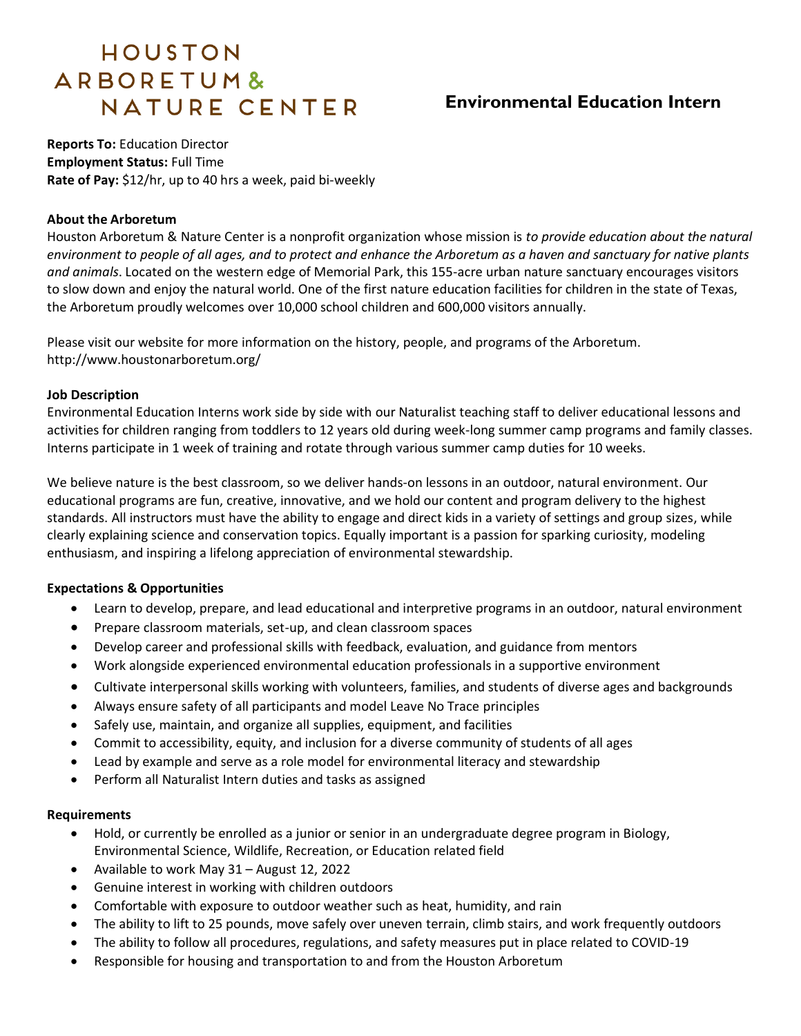# HOUSTON ARBORETUM & NATURE CENTER

## Environmental Education Intern

**Reports To:** Education Director
**Employment Status:** Full Time
**Rate of Pay:** $12/hr, up to 40 hrs a week, paid bi-weekly

**About the Arboretum**

Houston Arboretum & Nature Center is a nonprofit organization whose mission is *to provide education about the natural environment to people of all ages, and to protect and enhance the Arboretum as a haven and sanctuary for native plants and animals*. Located on the western edge of Memorial Park, this 155-acre urban nature sanctuary encourages visitors to slow down and enjoy the natural world. One of the first nature education facilities for children in the state of Texas, the Arboretum proudly welcomes over 10,000 school children and 600,000 visitors annually.

Please visit our website for more information on the history, people, and programs of the Arboretum. http://www.houstonarboretum.org/

**Job Description**

Environmental Education Interns work side by side with our Naturalist teaching staff to deliver educational lessons and activities for children ranging from toddlers to 12 years old during week-long summer camp programs and family classes. Interns participate in 1 week of training and rotate through various summer camp duties for 10 weeks.

We believe nature is the best classroom, so we deliver hands-on lessons in an outdoor, natural environment. Our educational programs are fun, creative, innovative, and we hold our content and program delivery to the highest standards. All instructors must have the ability to engage and direct kids in a variety of settings and group sizes, while clearly explaining science and conservation topics. Equally important is a passion for sparking curiosity, modeling enthusiasm, and inspiring a lifelong appreciation of environmental stewardship.

**Expectations & Opportunities**

- Learn to develop, prepare, and lead educational and interpretive programs in an outdoor, natural environment
- Prepare classroom materials, set-up, and clean classroom spaces
- Develop career and professional skills with feedback, evaluation, and guidance from mentors
- Work alongside experienced environmental education professionals in a supportive environment
- Cultivate interpersonal skills working with volunteers, families, and students of diverse ages and backgrounds
- Always ensure safety of all participants and model Leave No Trace principles
- Safely use, maintain, and organize all supplies, equipment, and facilities
- Commit to accessibility, equity, and inclusion for a diverse community of students of all ages
- Lead by example and serve as a role model for environmental literacy and stewardship
- Perform all Naturalist Intern duties and tasks as assigned

**Requirements**

- Hold, or currently be enrolled as a junior or senior in an undergraduate degree program in Biology, Environmental Science, Wildlife, Recreation, or Education related field
- Available to work May 31 – August 12, 2022
- Genuine interest in working with children outdoors
- Comfortable with exposure to outdoor weather such as heat, humidity, and rain
- The ability to lift to 25 pounds, move safely over uneven terrain, climb stairs, and work frequently outdoors
- The ability to follow all procedures, regulations, and safety measures put in place related to COVID-19
- Responsible for housing and transportation to and from the Houston Arboretum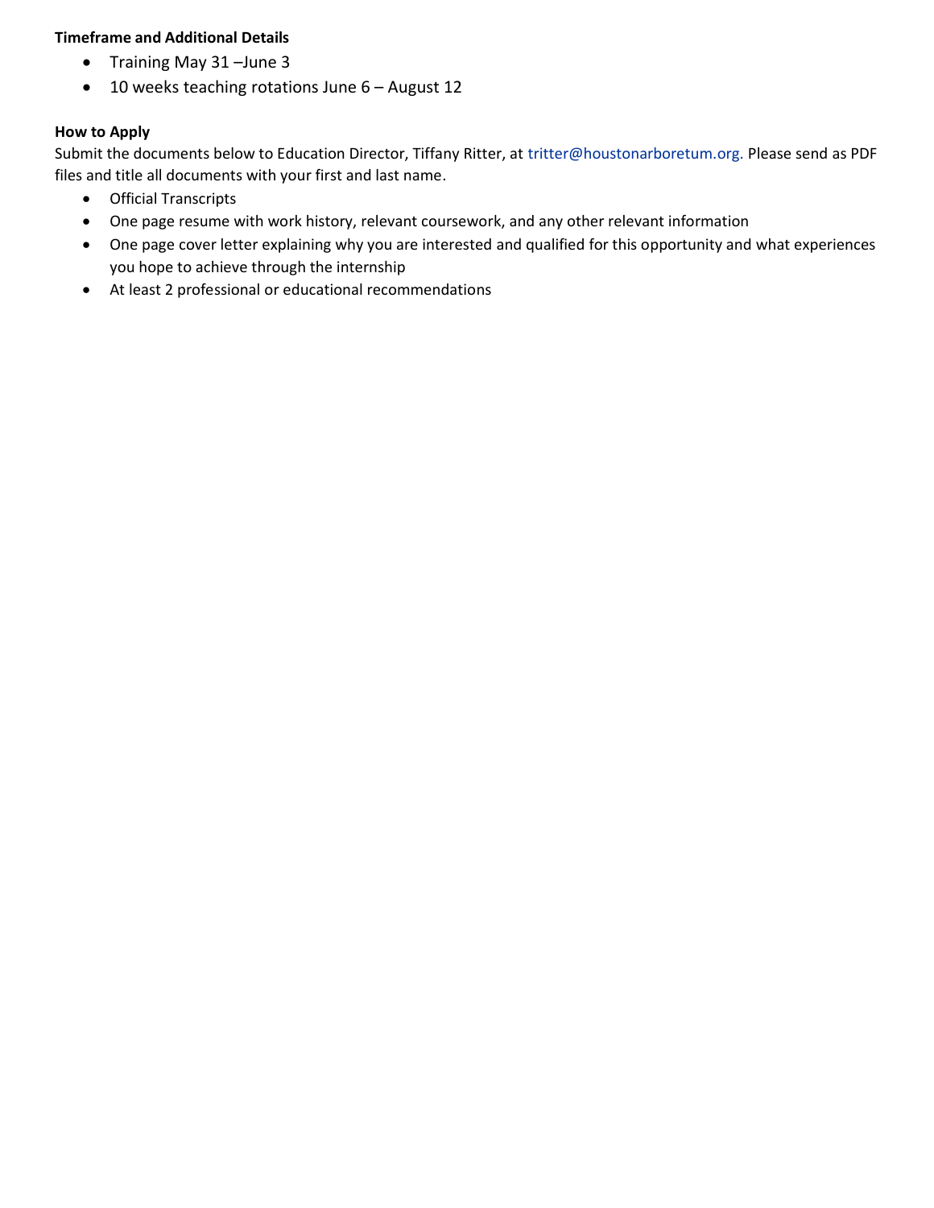**Timeframe and Additional Details**

- Training May 31 –June 3
- 10 weeks teaching rotations June 6 – August 12

**How to Apply**

Submit the documents below to Education Director, Tiffany Ritter, at tritter@houstonarboretum.org. Please send as PDF files and title all documents with your first and last name.

- Official Transcripts
- One page resume with work history, relevant coursework, and any other relevant information
- One page cover letter explaining why you are interested and qualified for this opportunity and what experiences you hope to achieve through the internship
- At least 2 professional or educational recommendations